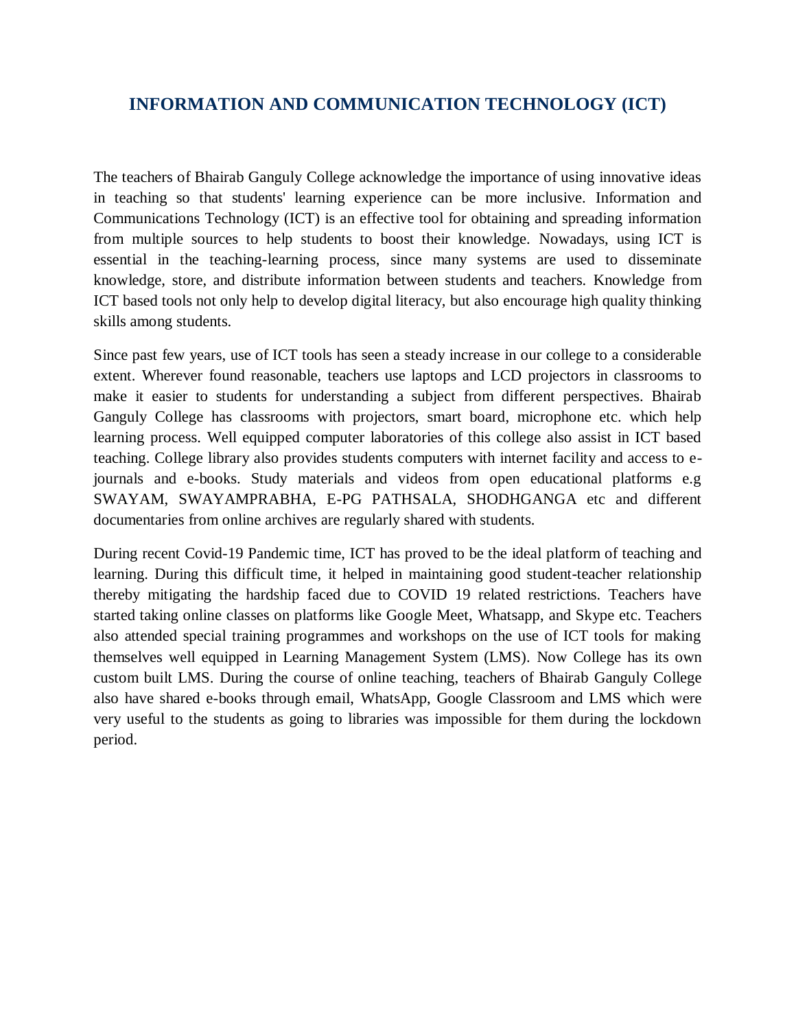# INFORMATION AND COMMUNICATION TECHNOLOGY (ICT)

The teachers of Bhairab Ganguly College acknowledge the importance of using innovative ideas in teaching so that students' learning experience can be more inclusive. Information and Communications Technology (ICT) is an effective tool for obtaining and spreading information from multiple sources to help students to boost their knowledge. Nowadays, using ICT is essential in the teaching-learning process, since many systems are used to disseminate knowledge, store, and distribute information between students and teachers. Knowledge from ICT based tools not only help to develop digital literacy, but also encourage high quality thinking skills among students.

Since past few years, use of ICT tools has seen a steady increase in our college to a considerable extent. Wherever found reasonable, teachers use laptops and LCD projectors in classrooms to make it easier to students for understanding a subject from different perspectives. Bhairab Ganguly College has classrooms with projectors, smart board, microphone etc. which help learning process. Well equipped computer laboratories of this college also assist in ICT based teaching. College library also provides students computers with internet facility and access to e-journals and e-books. Study materials and videos from open educational platforms e.g SWAYAM, SWAYAMPRABHA, E-PG PATHSALA, SHODHGANGA etc and different documentaries from online archives are regularly shared with students.

During recent Covid-19 Pandemic time, ICT has proved to be the ideal platform of teaching and learning. During this difficult time, it helped in maintaining good student-teacher relationship thereby mitigating the hardship faced due to COVID 19 related restrictions. Teachers have started taking online classes on platforms like Google Meet, Whatsapp, and Skype etc. Teachers also attended special training programmes and workshops on the use of ICT tools for making themselves well equipped in Learning Management System (LMS). Now College has its own custom built LMS. During the course of online teaching, teachers of Bhairab Ganguly College also have shared e-books through email, WhatsApp, Google Classroom and LMS which were very useful to the students as going to libraries was impossible for them during the lockdown period.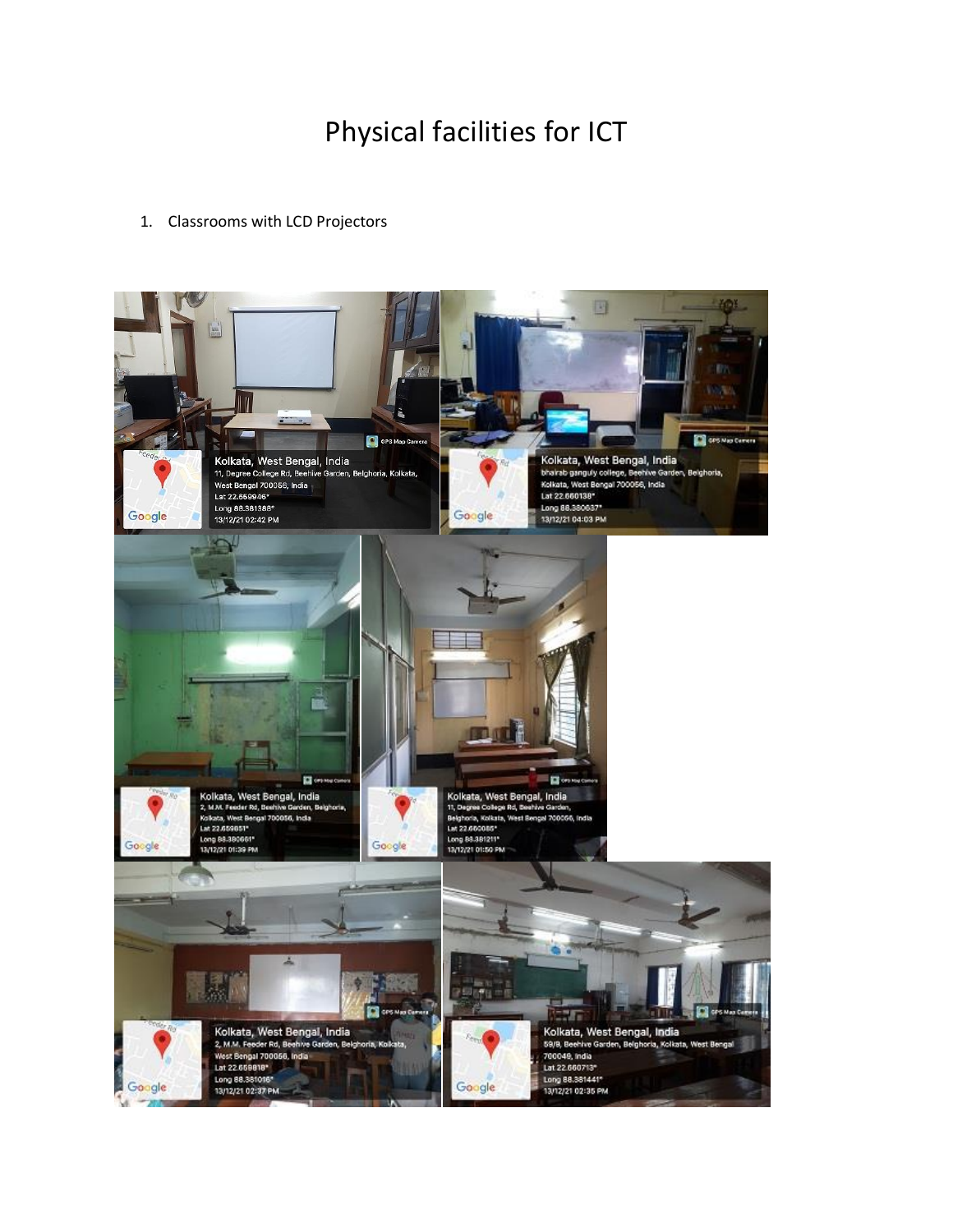# Physical facilities for ICT

1. Classrooms with LCD Projectors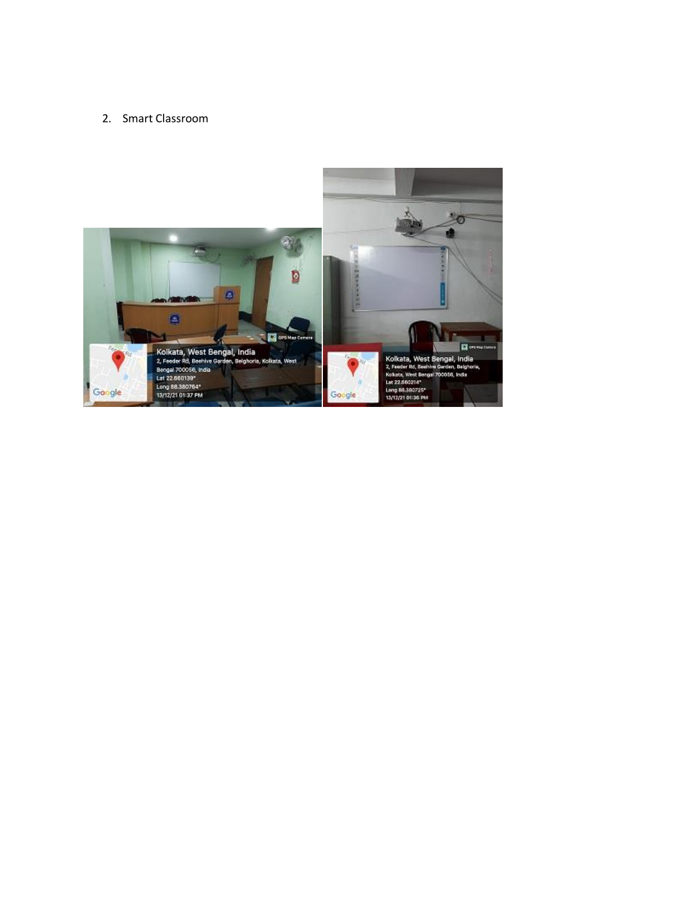2. Smart Classroom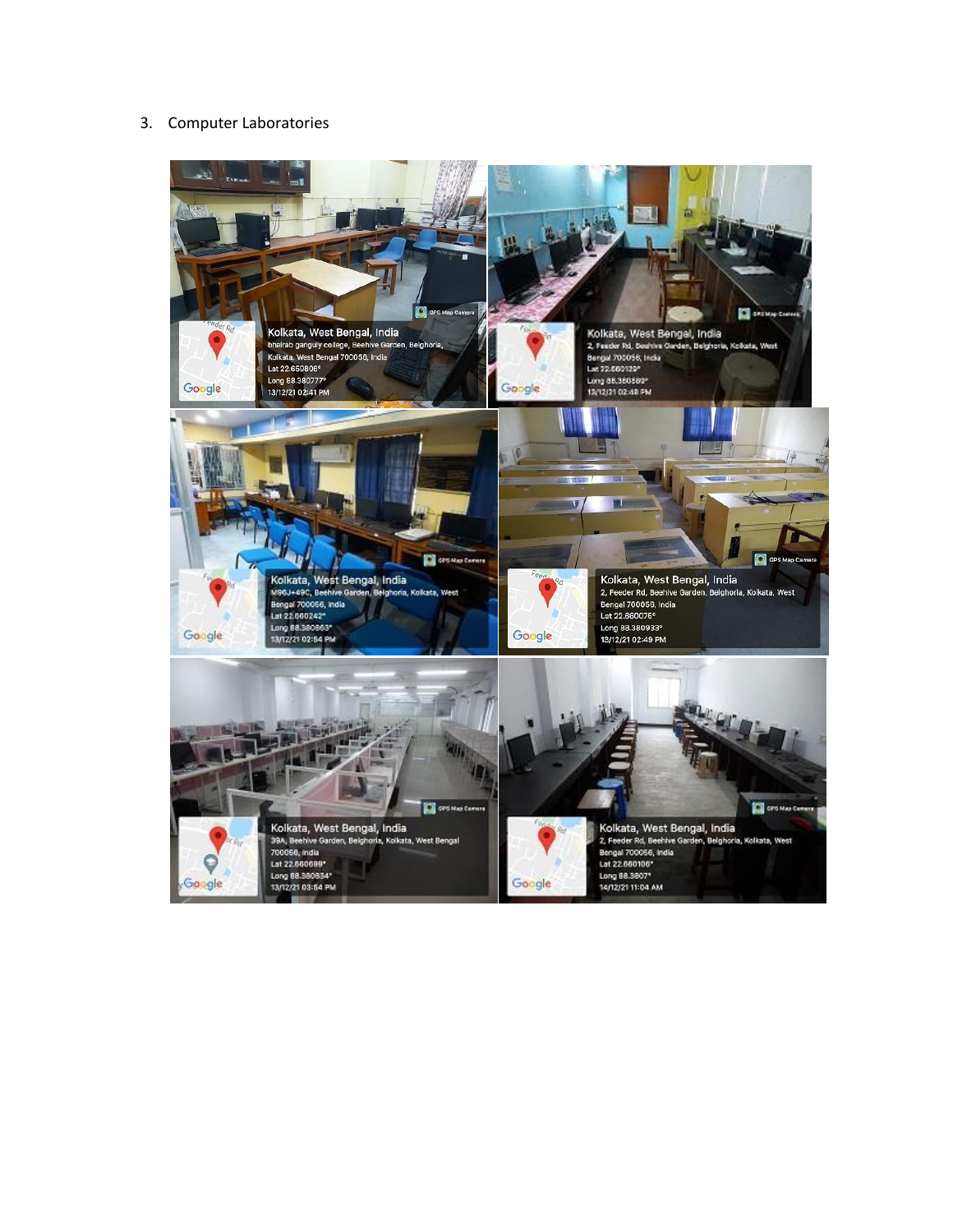3. Computer Laboratories